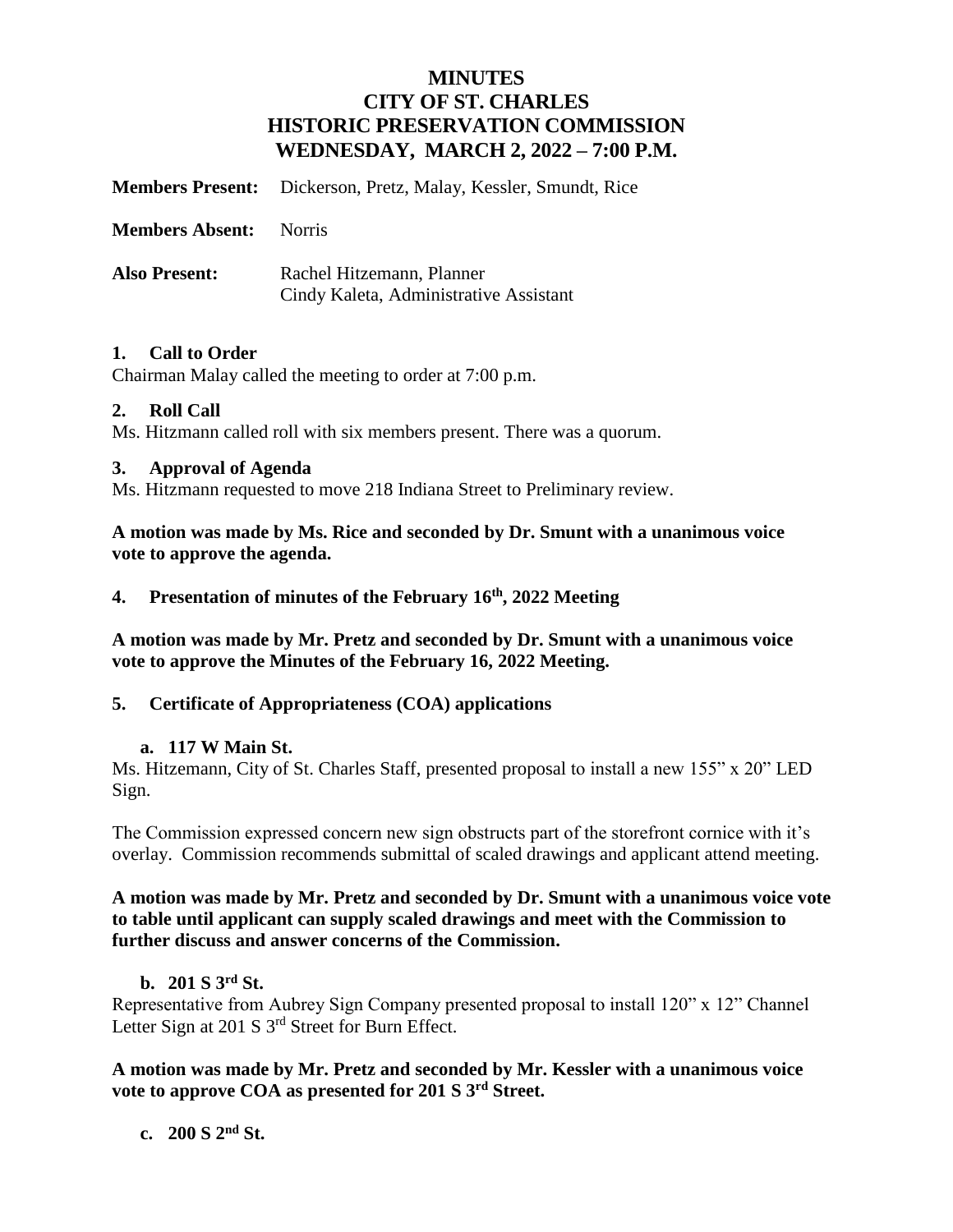# MINUTES
# CITY OF ST. CHARLES
# HISTORIC PRESERVATION COMMISSION
# WEDNESDAY, MARCH 2, 2022 – 7:00 P.M.

**Members Present:** Dickerson, Pretz, Malay, Kessler, Smundt, Rice

**Members Absent:** Norris

**Also Present:** Rachel Hitzemann, Planner
Cindy Kaleta, Administrative Assistant

### 1. Call to Order

Chairman Malay called the meeting to order at 7:00 p.m.

### 2. Roll Call

Ms. Hitzmann called roll with six members present. There was a quorum.

### 3. Approval of Agenda

Ms. Hitzmann requested to move 218 Indiana Street to Preliminary review.

**A motion was made by Ms. Rice and seconded by Dr. Smunt with a unanimous voice vote to approve the agenda.**

### 4. Presentation of minutes of the February 16th, 2022 Meeting

**A motion was made by Mr. Pretz and seconded by Dr. Smunt with a unanimous voice vote to approve the Minutes of the February 16, 2022 Meeting.**

### 5. Certificate of Appropriateness (COA) applications

#### a. 117 W Main St.

Ms. Hitzemann, City of St. Charles Staff, presented proposal to install a new 155" x 20" LED Sign.

The Commission expressed concern new sign obstructs part of the storefront cornice with it's overlay. Commission recommends submittal of scaled drawings and applicant attend meeting.

**A motion was made by Mr. Pretz and seconded by Dr. Smunt with a unanimous voice vote to table until applicant can supply scaled drawings and meet with the Commission to further discuss and answer concerns of the Commission.**

#### b. 201 S 3rd St.

Representative from Aubrey Sign Company presented proposal to install 120" x 12" Channel Letter Sign at 201 S 3rd Street for Burn Effect.

**A motion was made by Mr. Pretz and seconded by Mr. Kessler with a unanimous voice vote to approve COA as presented for 201 S 3rd Street.**

#### c. 200 S 2nd St.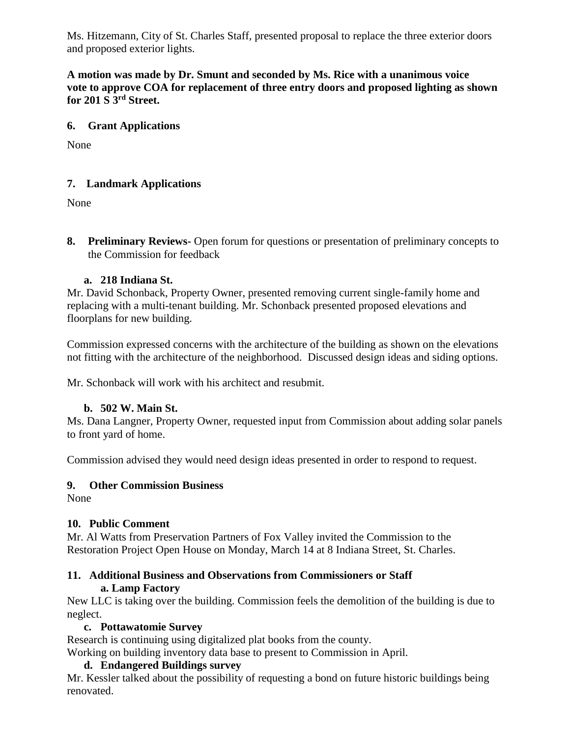Ms. Hitzemann, City of St. Charles Staff, presented proposal to replace the three exterior doors and proposed exterior lights.

**A motion was made by Dr. Smunt and seconded by Ms. Rice with a unanimous voice vote to approve COA for replacement of three entry doors and proposed lighting as shown for 201 S 3rd Street.**

**6. Grant Applications**

None

**7. Landmark Applications**

None

**8. Preliminary Reviews-** Open forum for questions or presentation of preliminary concepts to the Commission for feedback

**a. 218 Indiana St.**

Mr. David Schonback, Property Owner, presented removing current single-family home and replacing with a multi-tenant building. Mr. Schonback presented proposed elevations and floorplans for new building.

Commission expressed concerns with the architecture of the building as shown on the elevations not fitting with the architecture of the neighborhood. Discussed design ideas and siding options.

Mr. Schonback will work with his architect and resubmit.

**b. 502 W. Main St.**

Ms. Dana Langner, Property Owner, requested input from Commission about adding solar panels to front yard of home.

Commission advised they would need design ideas presented in order to respond to request.

**9. Other Commission Business**

None

**10. Public Comment**

Mr. Al Watts from Preservation Partners of Fox Valley invited the Commission to the Restoration Project Open House on Monday, March 14 at 8 Indiana Street, St. Charles.

**11. Additional Business and Observations from Commissioners or Staff**

**a. Lamp Factory**

New LLC is taking over the building. Commission feels the demolition of the building is due to neglect.

**c. Pottawatomie Survey**

Research is continuing using digitalized plat books from the county.
Working on building inventory data base to present to Commission in April.

**d. Endangered Buildings survey**

Mr. Kessler talked about the possibility of requesting a bond on future historic buildings being renovated.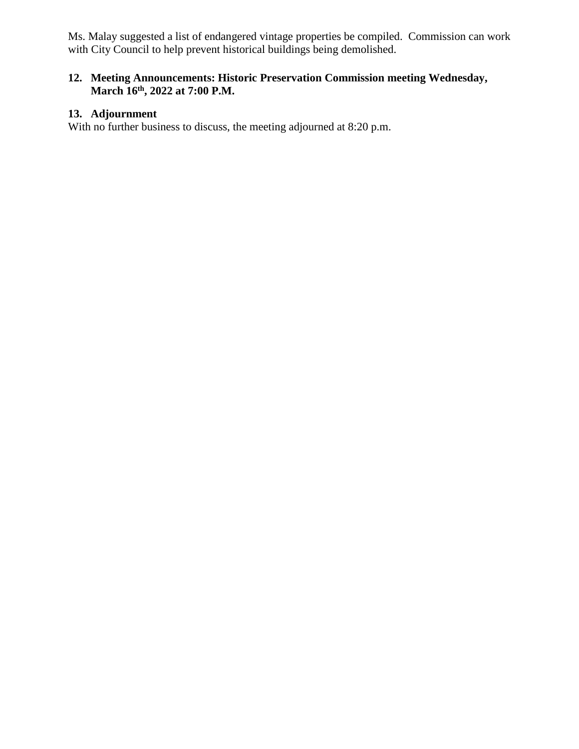Ms. Malay suggested a list of endangered vintage properties be compiled. Commission can work with City Council to help prevent historical buildings being demolished.

**12. Meeting Announcements: Historic Preservation Commission meeting Wednesday, March 16th, 2022 at 7:00 P.M.**

**13. Adjournment**

With no further business to discuss, the meeting adjourned at 8:20 p.m.